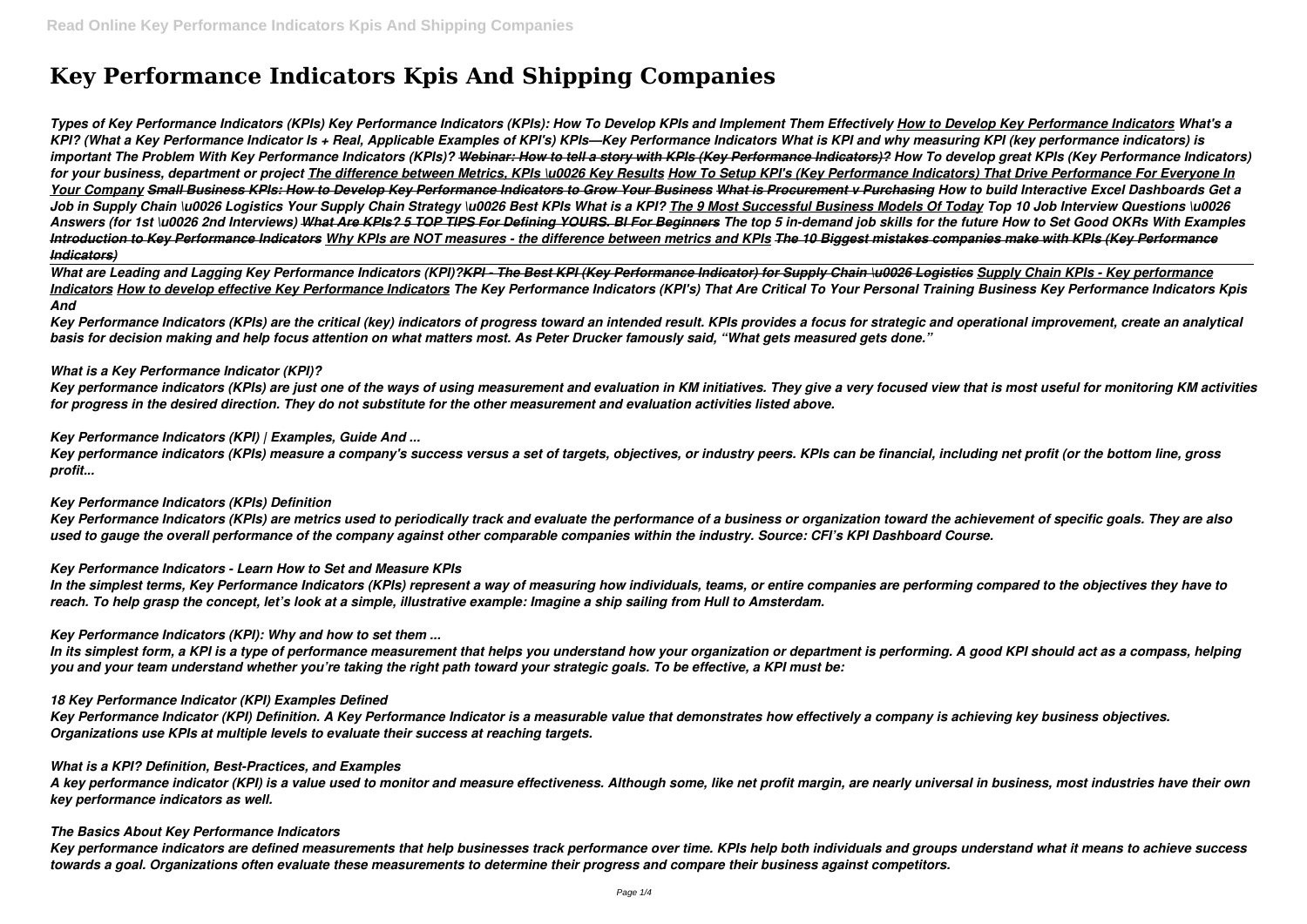# Key Performance Indicators Kpis And Shipping Companies

*Types of Key Performance Indicators (KPIs) Key Performance Indicators (KPIs): How To Develop KPIs and Implement Them Effectively How to Develop Key Performance Indicators What's a KPI? (What a Key Performance Indicator Is + Real, Applicable Examples of KPI's) KPIs—Key Performance Indicators What is KPI and why measuring KPI (key performance indicators) is important The Problem With Key Performance Indicators (KPIs)? ~~Webinar: How to tell a story with KPIs (Key Performance Indicators)?~~ How To develop great KPIs (Key Performance Indicators) for your business, department or project The difference between Metrics, KPIs \u0026 Key Results How To Setup KPI's (Key Performance Indicators) That Drive Performance For Everyone In Your Company ~~Small Business KPIs: How to Develop Key Performance Indicators to Grow Your Business~~ ~~What is Procurement v Purchasing~~ How to build Interactive Excel Dashboards Get a Job in Supply Chain \u0026 Logistics Your Supply Chain Strategy \u0026 Best KPIs What is a KPI? The 9 Most Successful Business Models Of Today Top 10 Job Interview Questions \u0026 Answers (for 1st \u0026 2nd Interviews) ~~What Are KPIs? 5 TOP TIPS For Defining YOURS. BI For Beginners~~ The top 5 in-demand job skills for the future How to Set Good OKRs With Examples Introduction to Key Performance Indicators Why KPIs are NOT measures - the difference between metrics and KPIs ~~The 10 Biggest mistakes companies make with KPIs (Key Performance Indicators)~~*

*What are Leading and Lagging Key Performance Indicators (KPI)?~~KPI - The Best KPI (Key Performance Indicator) for Supply Chain \u0026 Logistics~~ Supply Chain KPIs - Key performance Indicators How to develop effective Key Performance Indicators The Key Performance Indicators (KPI's) That Are Critical To Your Personal Training Business Key Performance Indicators Kpis And*

*Key Performance Indicators (KPIs) are the critical (key) indicators of progress toward an intended result. KPIs provides a focus for strategic and operational improvement, create an analytical basis for decision making and help focus attention on what matters most. As Peter Drucker famously said, "What gets measured gets done."*

### *What is a Key Performance Indicator (KPI)?*

*Key performance indicators (KPIs) are just one of the ways of using measurement and evaluation in KM initiatives. They give a very focused view that is most useful for monitoring KM activities for progress in the desired direction. They do not substitute for the other measurement and evaluation activities listed above.*

### *Key Performance Indicators (KPI) | Examples, Guide And ...*

*Key performance indicators (KPIs) measure a company's success versus a set of targets, objectives, or industry peers. KPIs can be financial, including net profit (or the bottom line, gross profit...*

### *Key Performance Indicators (KPIs) Definition*

*Key Performance Indicators (KPIs) are metrics used to periodically track and evaluate the performance of a business or organization toward the achievement of specific goals. They are also used to gauge the overall performance of the company against other comparable companies within the industry. Source: CFI's KPI Dashboard Course.*

### *Key Performance Indicators - Learn How to Set and Measure KPIs*

*In the simplest terms, Key Performance Indicators (KPIs) represent a way of measuring how individuals, teams, or entire companies are performing compared to the objectives they have to reach. To help grasp the concept, let's look at a simple, illustrative example: Imagine a ship sailing from Hull to Amsterdam.*

### *Key Performance Indicators (KPI): Why and how to set them ...*

*In its simplest form, a KPI is a type of performance measurement that helps you understand how your organization or department is performing. A good KPI should act as a compass, helping you and your team understand whether you're taking the right path toward your strategic goals. To be effective, a KPI must be:*

### *18 Key Performance Indicator (KPI) Examples Defined*

*Key Performance Indicator (KPI) Definition. A Key Performance Indicator is a measurable value that demonstrates how effectively a company is achieving key business objectives. Organizations use KPIs at multiple levels to evaluate their success at reaching targets.*

### *What is a KPI? Definition, Best-Practices, and Examples*

*A key performance indicator (KPI) is a value used to monitor and measure effectiveness. Although some, like net profit margin, are nearly universal in business, most industries have their own key performance indicators as well.*

### *The Basics About Key Performance Indicators*

*Key performance indicators are defined measurements that help businesses track performance over time. KPIs help both individuals and groups understand what it means to achieve success towards a goal. Organizations often evaluate these measurements to determine their progress and compare their business against competitors.*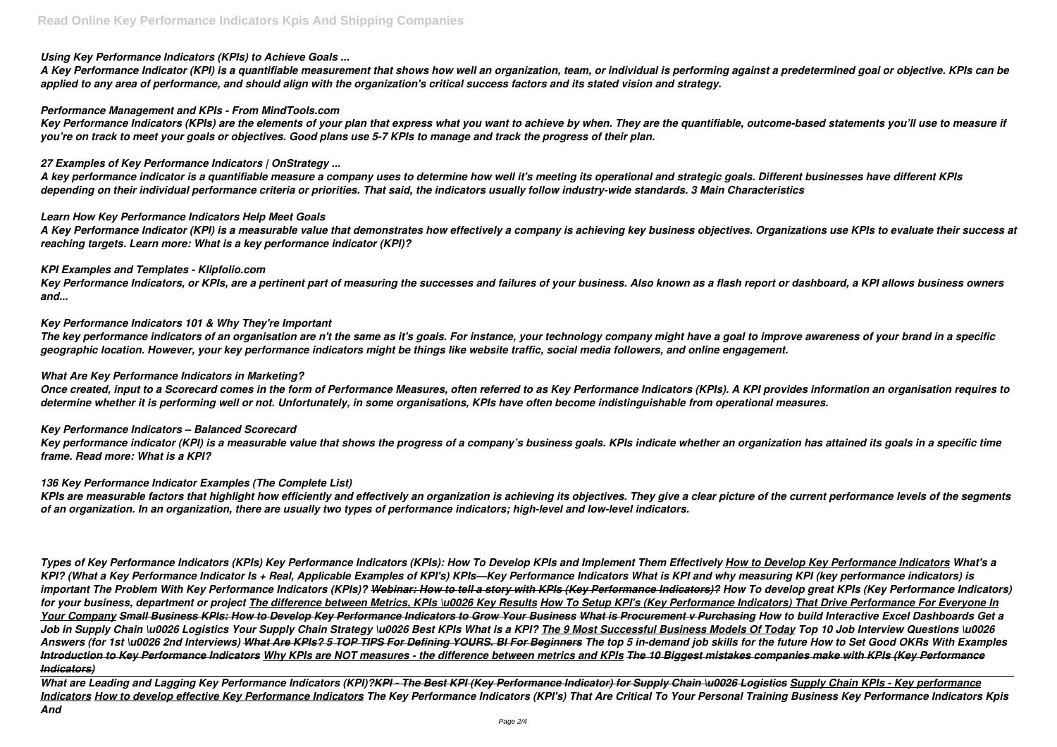### *Using Key Performance Indicators (KPIs) to Achieve Goals ...*

***A Key Performance Indicator (KPI) is a quantifiable measurement that shows how well an organization, team, or individual is performing against a predetermined goal or objective. KPIs can be applied to any area of performance, and should align with the organization's critical success factors and its stated vision and strategy.***

### *Performance Management and KPIs - From MindTools.com*

***Key Performance Indicators (KPIs) are the elements of your plan that express what you want to achieve by when. They are the quantifiable, outcome-based statements you'll use to measure if you're on track to meet your goals or objectives. Good plans use 5-7 KPIs to manage and track the progress of their plan.***

### *27 Examples of Key Performance Indicators | OnStrategy ...*

***A key performance indicator is a quantifiable measure a company uses to determine how well it's meeting its operational and strategic goals. Different businesses have different KPIs depending on their individual performance criteria or priorities. That said, the indicators usually follow industry-wide standards. 3 Main Characteristics***

### *Learn How Key Performance Indicators Help Meet Goals*

***A Key Performance Indicator (KPI) is a measurable value that demonstrates how effectively a company is achieving key business objectives. Organizations use KPIs to evaluate their success at reaching targets. Learn more: What is a key performance indicator (KPI)?***

### *KPI Examples and Templates - Klipfolio.com*

***Key Performance Indicators, or KPIs, are a pertinent part of measuring the successes and failures of your business. Also known as a flash report or dashboard, a KPI allows business owners and...***

### *Key Performance Indicators 101 & Why They're Important*

***The key performance indicators of an organisation are n't the same as it's goals. For instance, your technology company might have a goal to improve awareness of your brand in a specific geographic location. However, your key performance indicators might be things like website traffic, social media followers, and online engagement.***

### *What Are Key Performance Indicators in Marketing?*

***Once created, input to a Scorecard comes in the form of Performance Measures, often referred to as Key Performance Indicators (KPIs). A KPI provides information an organisation requires to determine whether it is performing well or not. Unfortunately, in some organisations, KPIs have often become indistinguishable from operational measures.***

### *Key Performance Indicators – Balanced Scorecard*

***Key performance indicator (KPI) is a measurable value that shows the progress of a company's business goals. KPIs indicate whether an organization has attained its goals in a specific time frame. Read more: What is a KPI?***

### *136 Key Performance Indicator Examples (The Complete List)*

***KPIs are measurable factors that highlight how efficiently and effectively an organization is achieving its objectives. They give a clear picture of the current performance levels of the segments of an organization. In an organization, there are usually two types of performance indicators; high-level and low-level indicators.***

***Types of Key Performance Indicators (KPIs) Key Performance Indicators (KPIs): How To Develop KPIs and Implement Them Effectively How to Develop Key Performance Indicators What's a KPI? (What a Key Performance Indicator Is + Real, Applicable Examples of KPI's) KPIs—Key Performance Indicators What is KPI and why measuring KPI (key performance indicators) is important The Problem With Key Performance Indicators (KPIs)? ~~Webinar: How to tell a story with KPIs (Key Performance Indicators)?~~ How To develop great KPIs (Key Performance Indicators) for your business, department or project The difference between Metrics, KPIs \u0026 Key Results How To Setup KPI's (Key Performance Indicators) That Drive Performance For Everyone In Your Company ~~Small Business KPIs: How to Develop Key Performance Indicators to Grow Your Business~~ What is Procurement v Purchasing How to build Interactive Excel Dashboards Get a Job in Supply Chain \u0026 Logistics Your Supply Chain Strategy \u0026 Best KPIs What is a KPI? The 9 Most Successful Business Models Of Today Top 10 Job Interview Questions \u0026 Answers (for 1st \u0026 2nd Interviews) ~~What Are KPIs? 5 TOP TIPS For Defining YOURS. BI For Beginners~~ The top 5 in-demand job skills for the future How to Set Good OKRs With Examples ~~Introduction to Key Performance Indicators~~ Why KPIs are NOT measures - the difference between metrics and KPIs ~~The 10 Biggest mistakes companies make with KPIs (Key Performance Indicators)~~***

***What are Leading and Lagging Key Performance Indicators (KPI)?~~KPI - The Best KPI (Key Performance Indicator) for Supply Chain \u0026 Logistics~~ Supply Chain KPIs - Key performance Indicators How to develop effective Key Performance Indicators The Key Performance Indicators (KPI's) That Are Critical To Your Personal Training Business Key Performance Indicators Kpis And***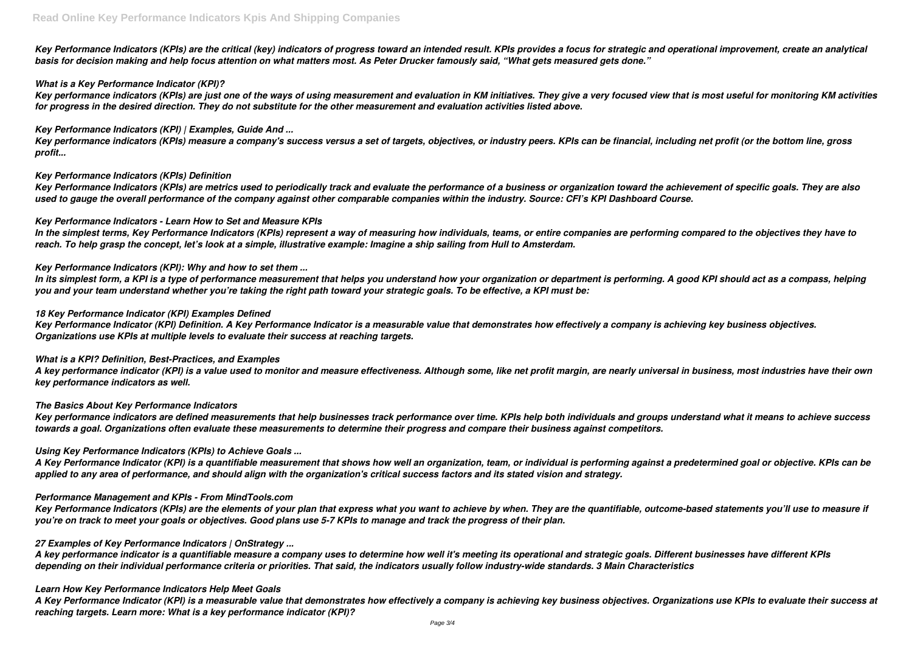*Key Performance Indicators (KPIs) are the critical (key) indicators of progress toward an intended result. KPIs provides a focus for strategic and operational improvement, create an analytical basis for decision making and help focus attention on what matters most. As Peter Drucker famously said, "What gets measured gets done."*

### *What is a Key Performance Indicator (KPI)?*

*Key performance indicators (KPIs) are just one of the ways of using measurement and evaluation in KM initiatives. They give a very focused view that is most useful for monitoring KM activities for progress in the desired direction. They do not substitute for the other measurement and evaluation activities listed above.*

### *Key Performance Indicators (KPI) | Examples, Guide And ...*

*Key performance indicators (KPIs) measure a company's success versus a set of targets, objectives, or industry peers. KPIs can be financial, including net profit (or the bottom line, gross profit...*

### *Key Performance Indicators (KPIs) Definition*

*Key Performance Indicators (KPIs) are metrics used to periodically track and evaluate the performance of a business or organization toward the achievement of specific goals. They are also used to gauge the overall performance of the company against other comparable companies within the industry. Source: CFI's KPI Dashboard Course.*

### *Key Performance Indicators - Learn How to Set and Measure KPIs*

*In the simplest terms, Key Performance Indicators (KPIs) represent a way of measuring how individuals, teams, or entire companies are performing compared to the objectives they have to reach. To help grasp the concept, let's look at a simple, illustrative example: Imagine a ship sailing from Hull to Amsterdam.*

### *Key Performance Indicators (KPI): Why and how to set them ...*

*In its simplest form, a KPI is a type of performance measurement that helps you understand how your organization or department is performing. A good KPI should act as a compass, helping you and your team understand whether you're taking the right path toward your strategic goals. To be effective, a KPI must be:*

### *18 Key Performance Indicator (KPI) Examples Defined*

*Key Performance Indicator (KPI) Definition. A Key Performance Indicator is a measurable value that demonstrates how effectively a company is achieving key business objectives. Organizations use KPIs at multiple levels to evaluate their success at reaching targets.*

### *What is a KPI? Definition, Best-Practices, and Examples*

*A key performance indicator (KPI) is a value used to monitor and measure effectiveness. Although some, like net profit margin, are nearly universal in business, most industries have their own key performance indicators as well.*

### *The Basics About Key Performance Indicators*

*Key performance indicators are defined measurements that help businesses track performance over time. KPIs help both individuals and groups understand what it means to achieve success towards a goal. Organizations often evaluate these measurements to determine their progress and compare their business against competitors.*

### *Using Key Performance Indicators (KPIs) to Achieve Goals ...*

*A Key Performance Indicator (KPI) is a quantifiable measurement that shows how well an organization, team, or individual is performing against a predetermined goal or objective. KPIs can be applied to any area of performance, and should align with the organization's critical success factors and its stated vision and strategy.*

### *Performance Management and KPIs - From MindTools.com*

*Key Performance Indicators (KPIs) are the elements of your plan that express what you want to achieve by when. They are the quantifiable, outcome-based statements you'll use to measure if you're on track to meet your goals or objectives. Good plans use 5-7 KPIs to manage and track the progress of their plan.*

### *27 Examples of Key Performance Indicators | OnStrategy ...*

*A key performance indicator is a quantifiable measure a company uses to determine how well it's meeting its operational and strategic goals. Different businesses have different KPIs depending on their individual performance criteria or priorities. That said, the indicators usually follow industry-wide standards. 3 Main Characteristics*

### *Learn How Key Performance Indicators Help Meet Goals*

*A Key Performance Indicator (KPI) is a measurable value that demonstrates how effectively a company is achieving key business objectives. Organizations use KPIs to evaluate their success at reaching targets. Learn more: What is a key performance indicator (KPI)?*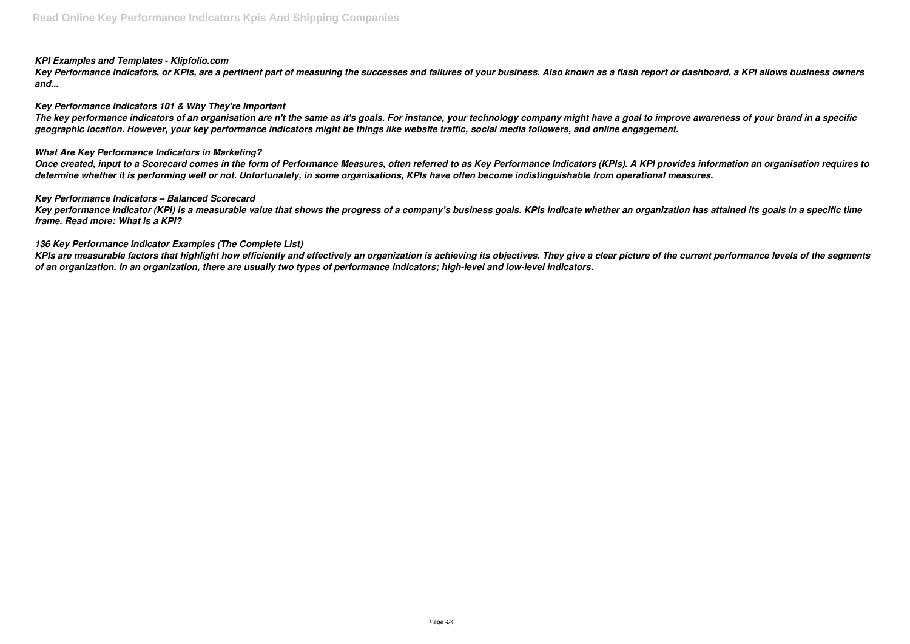*KPI Examples and Templates - Klipfolio.com*

***Key Performance Indicators, or KPIs, are a pertinent part of measuring the successes and failures of your business. Also known as a flash report or dashboard, a KPI allows business owners and...***

*Key Performance Indicators 101 & Why They're Important*

***The key performance indicators of an organisation are n't the same as it's goals. For instance, your technology company might have a goal to improve awareness of your brand in a specific geographic location. However, your key performance indicators might be things like website traffic, social media followers, and online engagement.***

*What Are Key Performance Indicators in Marketing?*

***Once created, input to a Scorecard comes in the form of Performance Measures, often referred to as Key Performance Indicators (KPIs). A KPI provides information an organisation requires to determine whether it is performing well or not. Unfortunately, in some organisations, KPIs have often become indistinguishable from operational measures.***

*Key Performance Indicators – Balanced Scorecard*

***Key performance indicator (KPI) is a measurable value that shows the progress of a company's business goals. KPIs indicate whether an organization has attained its goals in a specific time frame. Read more: What is a KPI?***

*136 Key Performance Indicator Examples (The Complete List)*

***KPIs are measurable factors that highlight how efficiently and effectively an organization is achieving its objectives. They give a clear picture of the current performance levels of the segments of an organization. In an organization, there are usually two types of performance indicators; high-level and low-level indicators.***